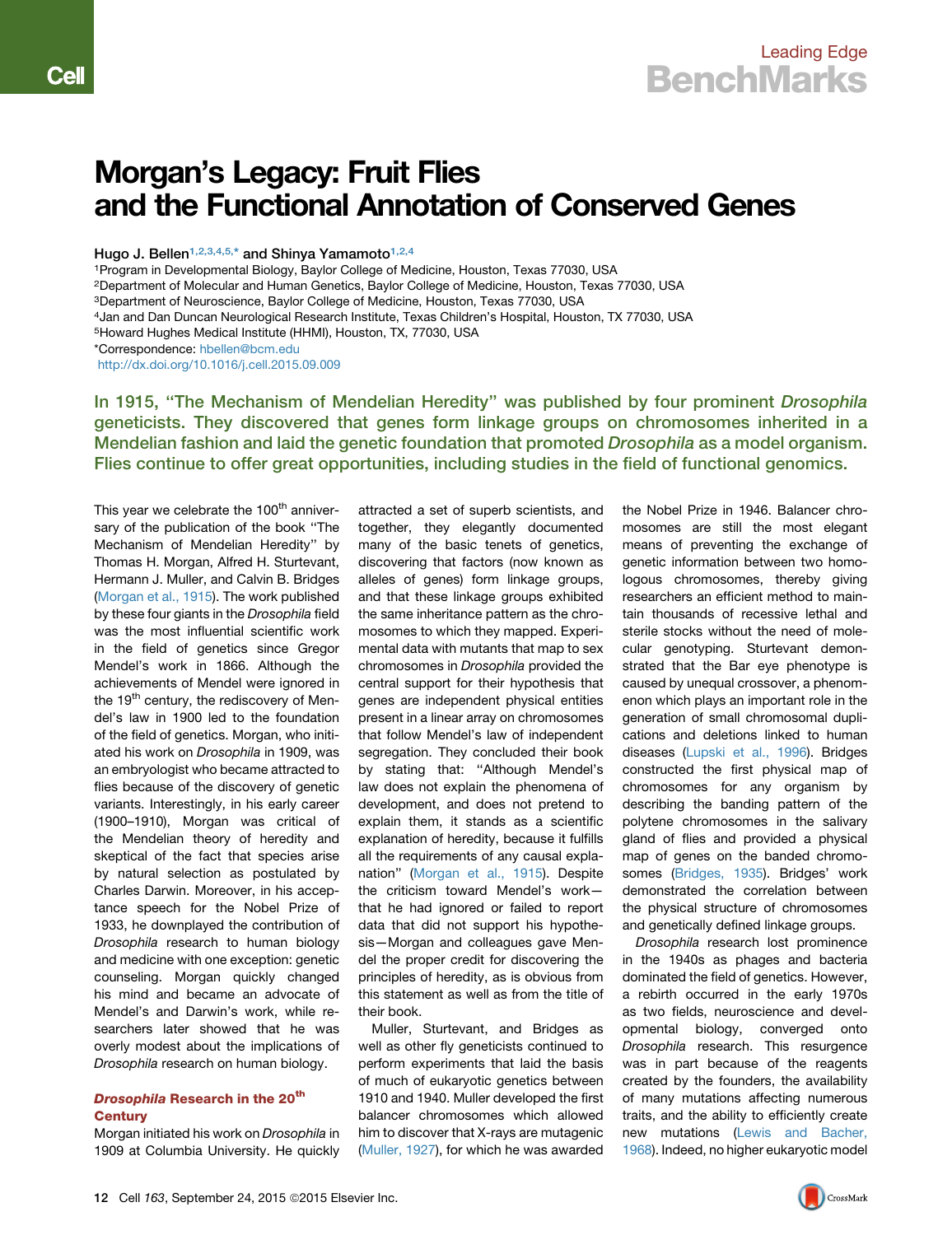# Morgan's Legacy: Fruit Flies and the Functional Annotation of Conserved Genes

Hugo J. Bellen[1,2,3,4,5,*] and Shinya Yamamoto[1,2,4]

[1]Program in Developmental Biology, Baylor College of Medicine, Houston, Texas 77030, USA
[2]Department of Molecular and Human Genetics, Baylor College of Medicine, Houston, Texas 77030, USA
[3]Department of Neuroscience, Baylor College of Medicine, Houston, Texas 77030, USA
[4]Jan and Dan Duncan Neurological Research Institute, Texas Children's Hospital, Houston, TX 77030, USA
[5]Howard Hughes Medical Institute (HHMI), Houston, TX, 77030, USA
*Correspondence: hbellen@bcm.edu
http://dx.doi.org/10.1016/j.cell.2015.09.009

**In 1915, "The Mechanism of Mendelian Heredity" was published by four prominent *Drosophila* geneticists. They discovered that genes form linkage groups on chromosomes inherited in a Mendelian fashion and laid the genetic foundation that promoted *Drosophila* as a model organism. Flies continue to offer great opportunities, including studies in the field of functional genomics.**

This year we celebrate the 100th anniversary of the publication of the book "The Mechanism of Mendelian Heredity" by Thomas H. Morgan, Alfred H. Sturtevant, Hermann J. Muller, and Calvin B. Bridges (Morgan et al., 1915). The work published by these four giants in the *Drosophila* field was the most influential scientific work in the field of genetics since Gregor Mendel's work in 1866. Although the achievements of Mendel were ignored in the 19th century, the rediscovery of Mendel's law in 1900 led to the foundation of the field of genetics. Morgan, who initiated his work on *Drosophila* in 1909, was an embryologist who became attracted to flies because of the discovery of genetic variants. Interestingly, in his early career (1900–1910), Morgan was critical of the Mendelian theory of heredity and skeptical of the fact that species arise by natural selection as postulated by Charles Darwin. Moreover, in his acceptance speech for the Nobel Prize of 1933, he downplayed the contribution of *Drosophila* research to human biology and medicine with one exception: genetic counseling. Morgan quickly changed his mind and became an advocate of Mendel's and Darwin's work, while researchers later showed that he was overly modest about the implications of *Drosophila* research on human biology.

## *Drosophila* Research in the 20th Century

Morgan initiated his work on *Drosophila* in 1909 at Columbia University. He quickly attracted a set of superb scientists, and together, they elegantly documented many of the basic tenets of genetics, discovering that factors (now known as alleles of genes) form linkage groups, and that these linkage groups exhibited the same inheritance pattern as the chromosomes to which they mapped. Experimental data with mutants that map to sex chromosomes in *Drosophila* provided the central support for their hypothesis that genes are independent physical entities present in a linear array on chromosomes that follow Mendel's law of independent segregation. They concluded their book by stating that: "Although Mendel's law does not explain the phenomena of development, and does not pretend to explain them, it stands as a scientific explanation of heredity, because it fulfills all the requirements of any causal explanation" (Morgan et al., 1915). Despite the criticism toward Mendel's work—that he had ignored or failed to report data that did not support his hypothesis—Morgan and colleagues gave Mendel the proper credit for discovering the principles of heredity, as is obvious from this statement as well as from the title of their book.

Muller, Sturtevant, and Bridges as well as other fly geneticists continued to perform experiments that laid the basis of much of eukaryotic genetics between 1910 and 1940. Muller developed the first balancer chromosomes which allowed him to discover that X-rays are mutagenic (Muller, 1927), for which he was awarded the Nobel Prize in 1946. Balancer chromosomes are still the most elegant means of preventing the exchange of genetic information between two homologous chromosomes, thereby giving researchers an efficient method to maintain thousands of recessive lethal and sterile stocks without the need of molecular genotyping. Sturtevant demonstrated that the Bar eye phenotype is caused by unequal crossover, a phenomenon which plays an important role in the generation of small chromosomal duplications and deletions linked to human diseases (Lupski et al., 1996). Bridges constructed the first physical map of chromosomes for any organism by describing the banding pattern of the polytene chromosomes in the salivary gland of flies and provided a physical map of genes on the banded chromosomes (Bridges, 1935). Bridges' work demonstrated the correlation between the physical structure of chromosomes and genetically defined linkage groups.

*Drosophila* research lost prominence in the 1940s as phages and bacteria dominated the field of genetics. However, a rebirth occurred in the early 1970s as two fields, neuroscience and developmental biology, converged onto *Drosophila* research. This resurgence was in part because of the reagents created by the founders, the availability of many mutations affecting numerous traits, and the ability to efficiently create new mutations (Lewis and Bacher, 1968). Indeed, no higher eukaryotic model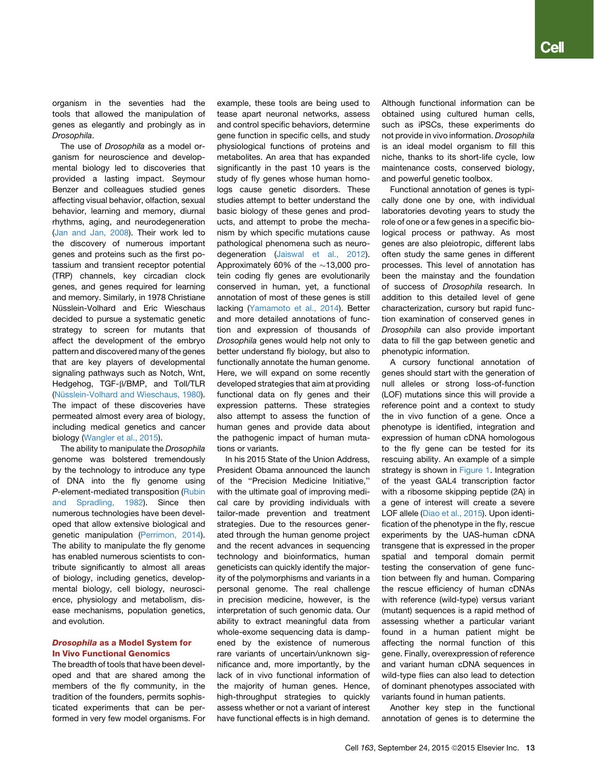organism in the seventies had the tools that allowed the manipulation of genes as elegantly and probingly as in *Drosophila*.

The use of *Drosophila* as a model organism for neuroscience and developmental biology led to discoveries that provided a lasting impact. Seymour Benzer and colleagues studied genes affecting visual behavior, olfaction, sexual behavior, learning and memory, diurnal rhythms, aging, and neurodegeneration (Jan and Jan, 2008). Their work led to the discovery of numerous important genes and proteins such as the first potassium and transient receptor potential (TRP) channels, key circadian clock genes, and genes required for learning and memory. Similarly, in 1978 Christiane Nüsslein-Volhard and Eric Wieschaus decided to pursue a systematic genetic strategy to screen for mutants that affect the development of the embryo pattern and discovered many of the genes that are key players of developmental signaling pathways such as Notch, Wnt, Hedgehog, TGF-β/BMP, and Toll/TLR (Nüsslein-Volhard and Wieschaus, 1980). The impact of these discoveries have permeated almost every area of biology, including medical genetics and cancer biology (Wangler et al., 2015).

The ability to manipulate the *Drosophila* genome was bolstered tremendously by the technology to introduce any type of DNA into the fly genome using *P*-element-mediated transposition (Rubin and Spradling, 1982). Since then numerous technologies have been developed that allow extensive biological and genetic manipulation (Perrimon, 2014). The ability to manipulate the fly genome has enabled numerous scientists to contribute significantly to almost all areas of biology, including genetics, developmental biology, cell biology, neuroscience, physiology and metabolism, disease mechanisms, population genetics, and evolution.

## *Drosophila* as a Model System for In Vivo Functional Genomics

The breadth of tools that have been developed and that are shared among the members of the fly community, in the tradition of the founders, permits sophisticated experiments that can be performed in very few model organisms. For example, these tools are being used to tease apart neuronal networks, assess and control specific behaviors, determine gene function in specific cells, and study physiological functions of proteins and metabolites. An area that has expanded significantly in the past 10 years is the study of fly genes whose human homologs cause genetic disorders. These studies attempt to better understand the basic biology of these genes and products, and attempt to probe the mechanism by which specific mutations cause pathological phenomena such as neurodegeneration (Jaiswal et al., 2012). Approximately 60% of the ∼13,000 protein coding fly genes are evolutionarily conserved in human, yet, a functional annotation of most of these genes is still lacking (Yamamoto et al., 2014). Better and more detailed annotations of function and expression of thousands of *Drosophila* genes would help not only to better understand fly biology, but also to functionally annotate the human genome. Here, we will expand on some recently developed strategies that aim at providing functional data on fly genes and their expression patterns. These strategies also attempt to assess the function of human genes and provide data about the pathogenic impact of human mutations or variants.

In his 2015 State of the Union Address, President Obama announced the launch of the "Precision Medicine Initiative," with the ultimate goal of improving medical care by providing individuals with tailor-made prevention and treatment strategies. Due to the resources generated through the human genome project and the recent advances in sequencing technology and bioinformatics, human geneticists can quickly identify the majority of the polymorphisms and variants in a personal genome. The real challenge in precision medicine, however, is the interpretation of such genomic data. Our ability to extract meaningful data from whole-exome sequencing data is dampened by the existence of numerous rare variants of uncertain/unknown significance and, more importantly, by the lack of in vivo functional information of the majority of human genes. Hence, high-throughput strategies to quickly assess whether or not a variant of interest have functional effects is in high demand. Although functional information can be obtained using cultured human cells, such as iPSCs, these experiments do not provide in vivo information. *Drosophila* is an ideal model organism to fill this niche, thanks to its short-life cycle, low maintenance costs, conserved biology, and powerful genetic toolbox.

Functional annotation of genes is typically done one by one, with individual laboratories devoting years to study the role of one or a few genes in a specific biological process or pathway. As most genes are also pleiotropic, different labs often study the same genes in different processes. This level of annotation has been the mainstay and the foundation of success of *Drosophila* research. In addition to this detailed level of gene characterization, cursory but rapid function examination of conserved genes in *Drosophila* can also provide important data to fill the gap between genetic and phenotypic information.

A cursory functional annotation of genes should start with the generation of null alleles or strong loss-of-function (LOF) mutations since this will provide a reference point and a context to study the in vivo function of a gene. Once a phenotype is identified, integration and expression of human cDNA homologous to the fly gene can be tested for its rescuing ability. An example of a simple strategy is shown in Figure 1. Integration of the yeast GAL4 transcription factor with a ribosome skipping peptide (2A) in a gene of interest will create a severe LOF allele (Diao et al., 2015). Upon identification of the phenotype in the fly, rescue experiments by the UAS-human cDNA transgene that is expressed in the proper spatial and temporal domain permit testing the conservation of gene function between fly and human. Comparing the rescue efficiency of human cDNAs with reference (wild-type) versus variant (mutant) sequences is a rapid method of assessing whether a particular variant found in a human patient might be affecting the normal function of this gene. Finally, overexpression of reference and variant human cDNA sequences in wild-type flies can also lead to detection of dominant phenotypes associated with variants found in human patients.

Another key step in the functional annotation of genes is to determine the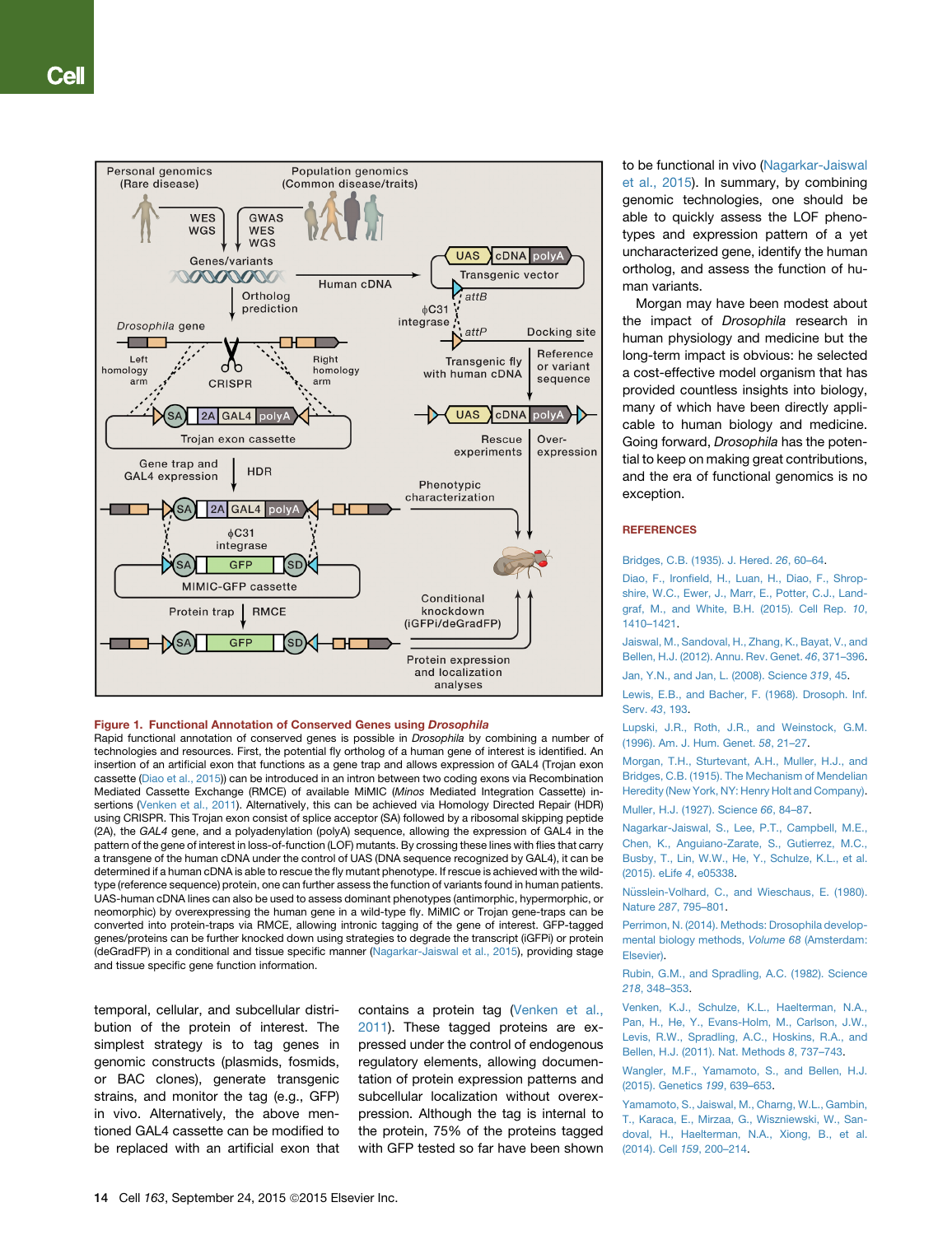Personal genomics
(Rare disease)

Population genomics
(Common disease/traits)

WES
WGS

GWAS
WES
WGS

Genes/variants

Human cDNA

UAS cDNA polyA
Transgenic vector

attB

ϕC31
integrase

attP
Docking site

Ortholog
prediction

*Drosophila* gene

Left
homology
arm

CRISPR

Right
homology
arm

Transgenic fly
with human cDNA

Reference
or variant
sequence

SA 2A GAL4 polyA
Trojan exon cassette

UAS cDNA polyA

Rescue
experiments

Over-
expression

Gene trap and
GAL4 expression

HDR

Phenotypic
characterization

SA 2A GAL4 polyA

ϕC31
integrase

SA GFP SD
MIMIC-GFP cassette

Conditional
knockdown
(iGFPi/deGradFP)

Protein trap

RMCE

SA GFP SD

Protein expression
and localization
analyses

**Figure 1. Functional Annotation of Conserved Genes using *Drosophila***

Rapid functional annotation of conserved genes is possible in *Drosophila* by combining a number of technologies and resources. First, the potential fly ortholog of a human gene of interest is identified. An insertion of an artificial exon that functions as a gene trap and allows expression of GAL4 (Trojan exon cassette (Diao et al., 2015)) can be introduced in an intron between two coding exons via Recombination Mediated Cassette Exchange (RMCE) of available MiMIC (*Minos* Mediated Integration Cassette) insertions (Venken et al., 2011). Alternatively, this can be achieved via Homology Directed Repair (HDR) using CRISPR. This Trojan exon consist of splice acceptor (SA) followed by a ribosomal skipping peptide (2A), the *GAL4* gene, and a polyadenylation (polyA) sequence, allowing the expression of GAL4 in the pattern of the gene of interest in loss-of-function (LOF) mutants. By crossing these lines with flies that carry a transgene of the human cDNA under the control of UAS (DNA sequence recognized by GAL4), it can be determined if a human cDNA is able to rescue the fly mutant phenotype. If rescue is achieved with the wild-type (reference sequence) protein, one can further assess the function of variants found in human patients. UAS-human cDNA lines can also be used to assess dominant phenotypes (antimorphic, hypermorphic, or neomorphic) by overexpressing the human gene in a wild-type fly. MiMIC or Trojan gene-traps can be converted into protein-traps via RMCE, allowing intronic tagging of the gene of interest. GFP-tagged genes/proteins can be further knocked down using strategies to degrade the transcript (iGFPi) or protein (deGradFP) in a conditional and tissue specific manner (Nagarkar-Jaiswal et al., 2015), providing stage and tissue specific gene function information.

temporal, cellular, and subcellular distribution of the protein of interest. The simplest strategy is to tag genes in genomic constructs (plasmids, fosmids, or BAC clones), generate transgenic strains, and monitor the tag (e.g., GFP) in vivo. Alternatively, the above mentioned GAL4 cassette can be modified to be replaced with an artificial exon that contains a protein tag (Venken et al., 2011). These tagged proteins are expressed under the control of endogenous regulatory elements, allowing documentation of protein expression patterns and subcellular localization without overexpression. Although the tag is internal to the protein, 75% of the proteins tagged with GFP tested so far have been shown to be functional in vivo (Nagarkar-Jaiswal et al., 2015). In summary, by combining genomic technologies, one should be able to quickly assess the LOF phenotypes and expression pattern of a yet uncharacterized gene, identify the human ortholog, and assess the function of human variants.

Morgan may have been modest about the impact of *Drosophila* research in human physiology and medicine but the long-term impact is obvious: he selected a cost-effective model organism that has provided countless insights into biology, many of which have been directly applicable to human biology and medicine. Going forward, *Drosophila* has the potential to keep on making great contributions, and the era of functional genomics is no exception.

## REFERENCES

Bridges, C.B. (1935). J. Hered. *26*, 60–64.

Diao, F., Ironfield, H., Luan, H., Diao, F., Shropshire, W.C., Ewer, J., Marr, E., Potter, C.J., Landgraf, M., and White, B.H. (2015). Cell Rep. *10*, 1410–1421.

Jaiswal, M., Sandoval, H., Zhang, K., Bayat, V., and Bellen, H.J. (2012). Annu. Rev. Genet. *46*, 371–396.

Jan, Y.N., and Jan, L. (2008). Science *319*, 45.

Lewis, E.B., and Bacher, F. (1968). Drosoph. Inf. Serv. *43*, 193.

Lupski, J.R., Roth, J.R., and Weinstock, G.M. (1996). Am. J. Hum. Genet. *58*, 21–27.

Morgan, T.H., Sturtevant, A.H., Muller, H.J., and Bridges, C.B. (1915). The Mechanism of Mendelian Heredity (New York, NY: Henry Holt and Company).

Muller, H.J. (1927). Science *66*, 84–87.

Nagarkar-Jaiswal, S., Lee, P.T., Campbell, M.E., Chen, K., Anguiano-Zarate, S., Gutierrez, M.C., Busby, T., Lin, W.W., He, Y., Schulze, K.L., et al. (2015). eLife *4*, e05338.

Nüsslein-Volhard, C., and Wieschaus, E. (1980). Nature *287*, 795–801.

Perrimon, N. (2014). Methods: Drosophila developmental biology methods, *Volume 68* (Amsterdam: Elsevier).

Rubin, G.M., and Spradling, A.C. (1982). Science *218*, 348–353.

Venken, K.J., Schulze, K.L., Haelterman, N.A., Pan, H., He, Y., Evans-Holm, M., Carlson, J.W., Levis, R.W., Spradling, A.C., Hoskins, R.A., and Bellen, H.J. (2011). Nat. Methods *8*, 737–743.

Wangler, M.F., Yamamoto, S., and Bellen, H.J. (2015). Genetics *199*, 639–653.

Yamamoto, S., Jaiswal, M., Charng, W.L., Gambin, T., Karaca, E., Mirzaa, G., Wiszniewski, W., Sandoval, H., Haelterman, N.A., Xiong, B., et al. (2014). Cell *159*, 200–214.